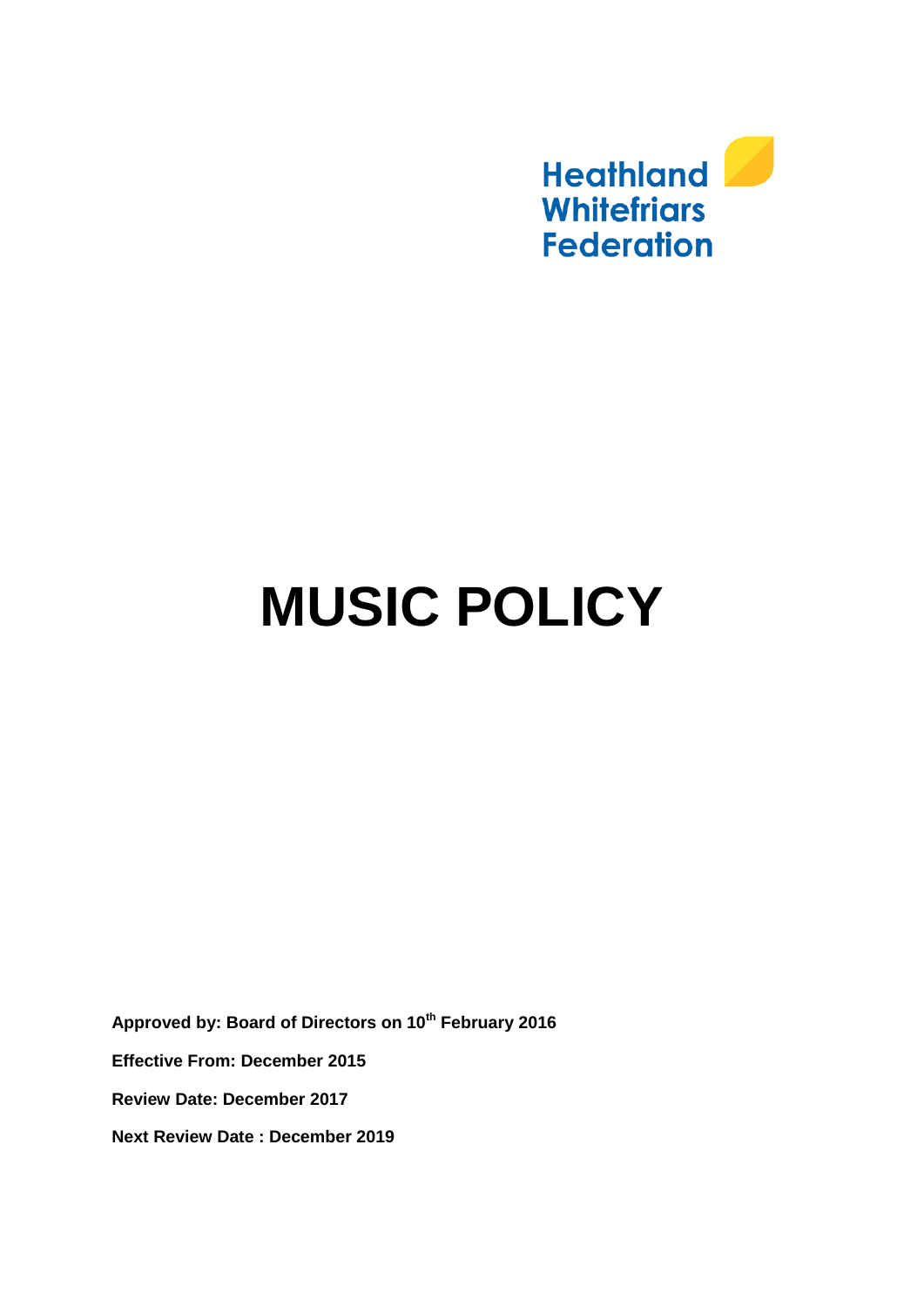Heathland Whitefriars Federation

# MUSIC POLICY

**Approved by: Board of Directors on 10th February 2016**

**Effective From: December 2015**

**Review Date: December 2017**

**Next Review Date : December 2019**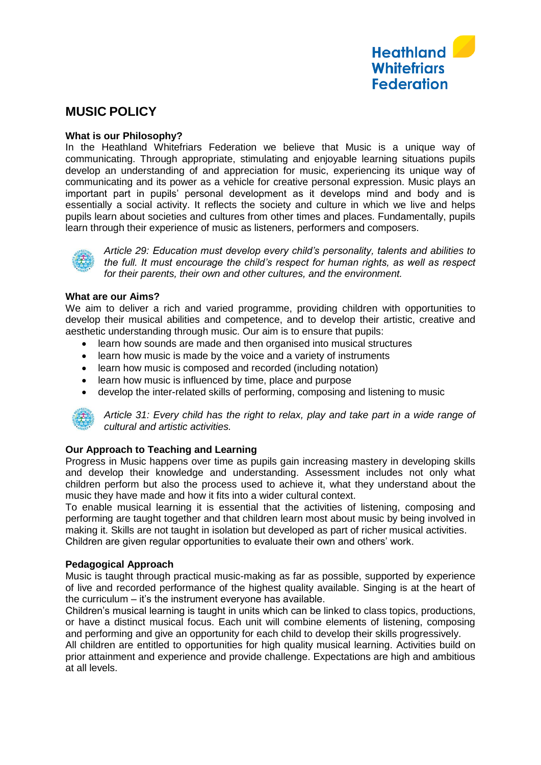# MUSIC POLICY

### What is our Philosophy?

In the Heathland Whitefriars Federation we believe that Music is a unique way of communicating. Through appropriate, stimulating and enjoyable learning situations pupils develop an understanding of and appreciation for music, experiencing its unique way of communicating and its power as a vehicle for creative personal expression. Music plays an important part in pupils' personal development as it develops mind and body and is essentially a social activity. It reflects the society and culture in which we live and helps pupils learn about societies and cultures from other times and places. Fundamentally, pupils learn through their experience of music as listeners, performers and composers.

*Article 29: Education must develop every child's personality, talents and abilities to the full. It must encourage the child's respect for human rights, as well as respect for their parents, their own and other cultures, and the environment.*

### What are our Aims?

We aim to deliver a rich and varied programme, providing children with opportunities to develop their musical abilities and competence, and to develop their artistic, creative and aesthetic understanding through music. Our aim is to ensure that pupils:

- learn how sounds are made and then organised into musical structures
- learn how music is made by the voice and a variety of instruments
- learn how music is composed and recorded (including notation)
- learn how music is influenced by time, place and purpose
- develop the inter-related skills of performing, composing and listening to music

*Article 31: Every child has the right to relax, play and take part in a wide range of cultural and artistic activities.*

### Our Approach to Teaching and Learning

Progress in Music happens over time as pupils gain increasing mastery in developing skills and develop their knowledge and understanding. Assessment includes not only what children perform but also the process used to achieve it, what they understand about the music they have made and how it fits into a wider cultural context.

To enable musical learning it is essential that the activities of listening, composing and performing are taught together and that children learn most about music by being involved in making it. Skills are not taught in isolation but developed as part of richer musical activities. Children are given regular opportunities to evaluate their own and others' work.

### Pedagogical Approach

Music is taught through practical music-making as far as possible, supported by experience of live and recorded performance of the highest quality available. Singing is at the heart of the curriculum – it's the instrument everyone has available.

Children's musical learning is taught in units which can be linked to class topics, productions, or have a distinct musical focus. Each unit will combine elements of listening, composing and performing and give an opportunity for each child to develop their skills progressively.

All children are entitled to opportunities for high quality musical learning. Activities build on prior attainment and experience and provide challenge. Expectations are high and ambitious at all levels.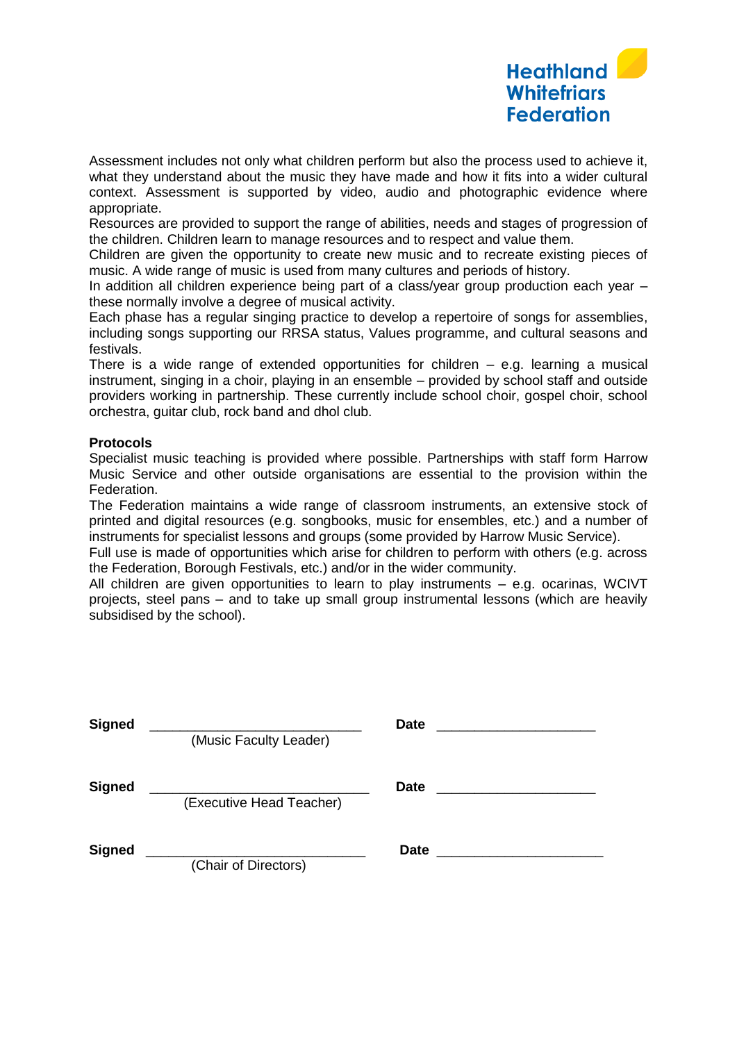Assessment includes not only what children perform but also the process used to achieve it, what they understand about the music they have made and how it fits into a wider cultural context. Assessment is supported by video, audio and photographic evidence where appropriate.

Resources are provided to support the range of abilities, needs and stages of progression of the children. Children learn to manage resources and to respect and value them.

Children are given the opportunity to create new music and to recreate existing pieces of music. A wide range of music is used from many cultures and periods of history.

In addition all children experience being part of a class/year group production each year – these normally involve a degree of musical activity.

Each phase has a regular singing practice to develop a repertoire of songs for assemblies, including songs supporting our RRSA status, Values programme, and cultural seasons and festivals.

There is a wide range of extended opportunities for children – e.g. learning a musical instrument, singing in a choir, playing in an ensemble – provided by school staff and outside providers working in partnership. These currently include school choir, gospel choir, school orchestra, guitar club, rock band and dhol club.

**Protocols**

Specialist music teaching is provided where possible. Partnerships with staff form Harrow Music Service and other outside organisations are essential to the provision within the Federation.

The Federation maintains a wide range of classroom instruments, an extensive stock of printed and digital resources (e.g. songbooks, music for ensembles, etc.) and a number of instruments for specialist lessons and groups (some provided by Harrow Music Service).

Full use is made of opportunities which arise for children to perform with others (e.g. across the Federation, Borough Festivals, etc.) and/or in the wider community.

All children are given opportunities to learn to play instruments – e.g. ocarinas, WCIVT projects, steel pans – and to take up small group instrumental lessons (which are heavily subsidised by the school).

**Signed** ____________________________ **Date** ____________________
(Music Faculty Leader)

**Signed** ____________________________ **Date** ____________________
(Executive Head Teacher)

**Signed** ____________________________ **Date** ____________________
(Chair of Directors)